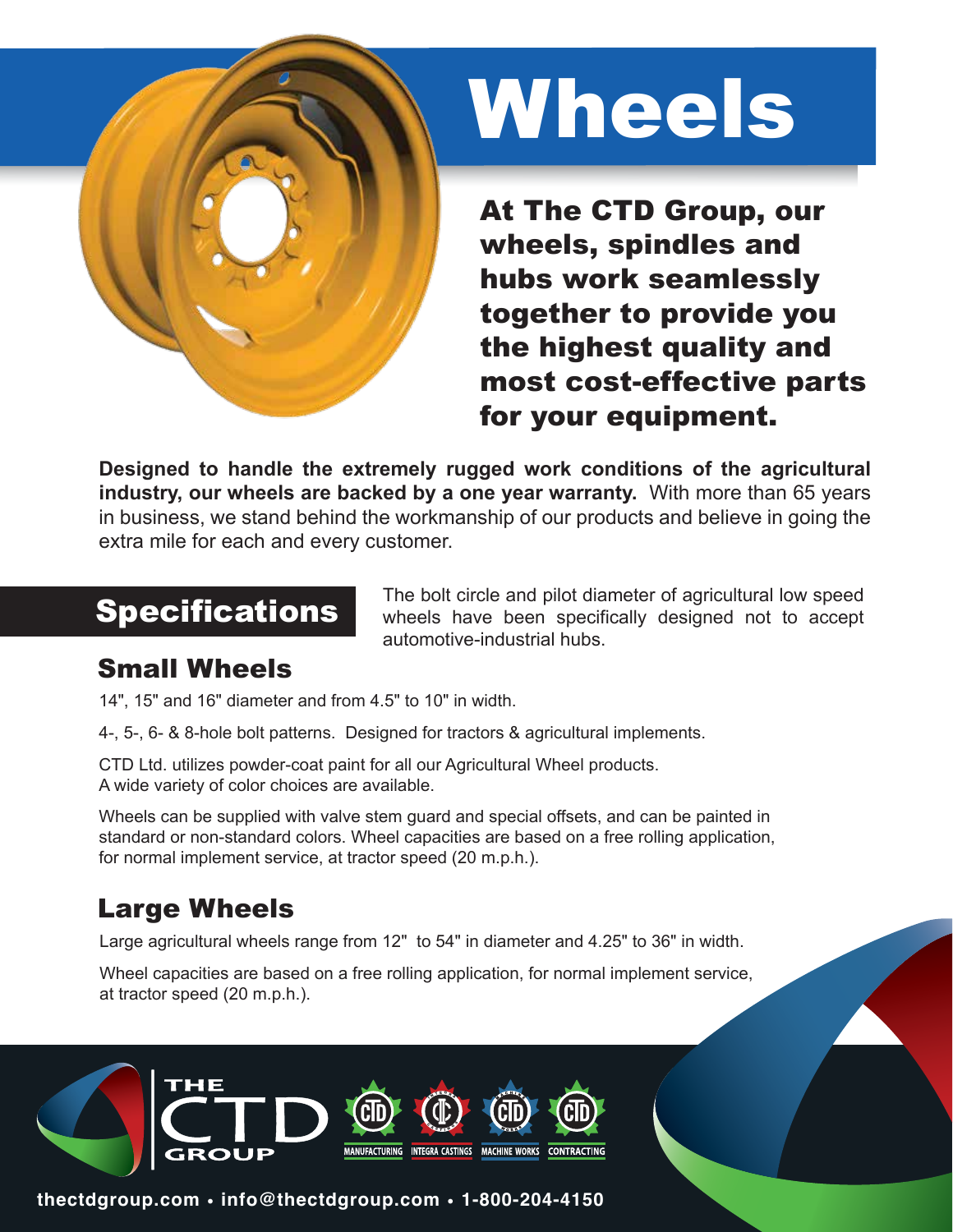# Wheels

**At The CTD Group, our wheels, spindles and hubs work seamlessly together to provide you the highest quality and most cost-effective parts for your equipment.**

**Designed to handle the extremely rugged work conditions of the agricultural industry, our wheels are backed by a one year warranty.** With more than 65 years in business, we stand behind the workmanship of our products and believe in going the extra mile for each and every customer.

## Specifications

The bolt circle and pilot diameter of agricultural low speed wheels have been specifically designed not to accept automotive-industrial hubs.

### Small Wheels

14", 15" and 16" diameter and from 4.5" to 10" in width.

4-, 5-, 6- & 8-hole bolt patterns. Designed for tractors & agricultural implements.

CTD Ltd. utilizes powder-coat paint for all our Agricultural Wheel products.
A wide variety of color choices are available.

Wheels can be supplied with valve stem guard and special offsets, and can be painted in standard or non-standard colors. Wheel capacities are based on a free rolling application, for normal implement service, at tractor speed (20 m.p.h.).

### Large Wheels

Large agricultural wheels range from 12" to 54" in diameter and 4.25" to 36" in width.

Wheel capacities are based on a free rolling application, for normal implement service, at tractor speed (20 m.p.h.).

THE CTD GROUP

MANUFACTURING · INTEGRA CASTINGS · MACHINE WORKS · CONTRACTING

**thectdgroup.com • info@thectdgroup.com • 1-800-204-4150**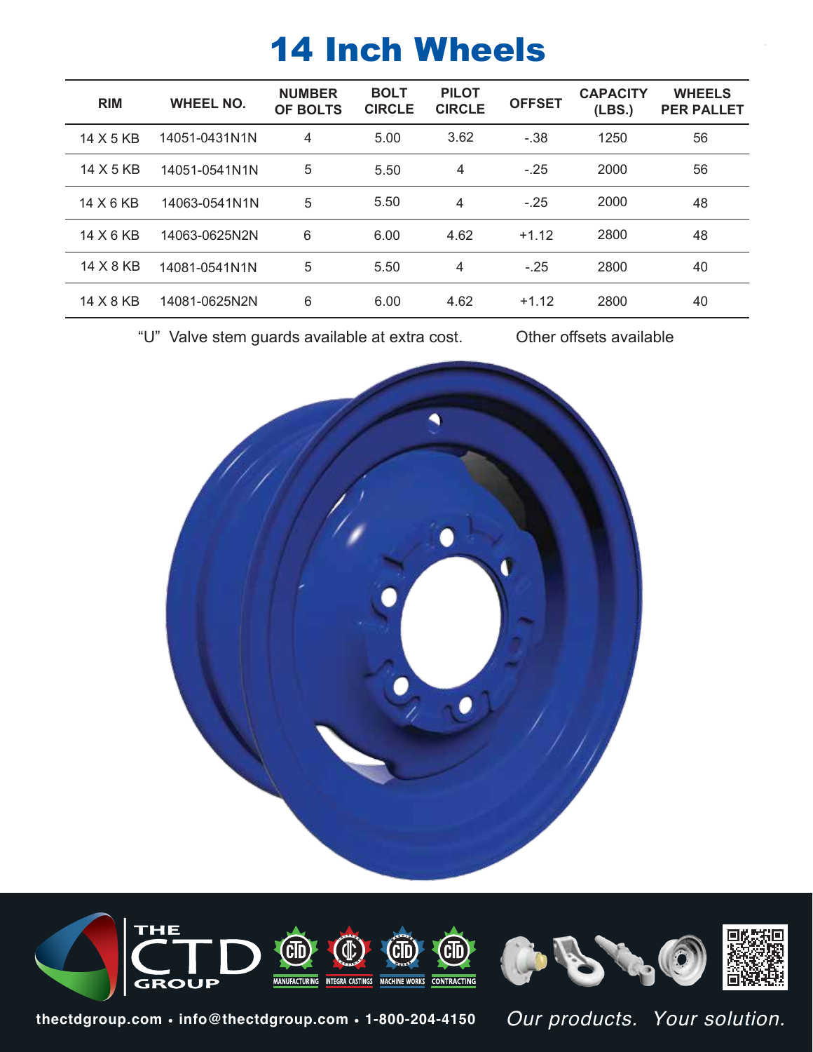# 14 Inch Wheels

| RIM | WHEEL NO. | NUMBER OF BOLTS | BOLT CIRCLE | PILOT CIRCLE | OFFSET | CAPACITY (LBS.) | WHEELS PER PALLET |
|---|---|---|---|---|---|---|---|
| 14 X 5 KB | 14051-0431N1N | 4 | 5.00 | 3.62 | -.38 | 1250 | 56 |
| 14 X 5 KB | 14051-0541N1N | 5 | 5.50 | 4 | -.25 | 2000 | 56 |
| 14 X 6 KB | 14063-0541N1N | 5 | 5.50 | 4 | -.25 | 2000 | 48 |
| 14 X 6 KB | 14063-0625N2N | 6 | 6.00 | 4.62 | +1.12 | 2800 | 48 |
| 14 X 8 KB | 14081-0541N1N | 5 | 5.50 | 4 | -.25 | 2800 | 40 |
| 14 X 8 KB | 14081-0625N2N | 6 | 6.00 | 4.62 | +1.12 | 2800 | 40 |

"U" Valve stem guards available at extra cost.

Other offsets available

**thectdgroup.com • info@thectdgroup.com • 1-800-204-4150**

*Our products. Your solution.*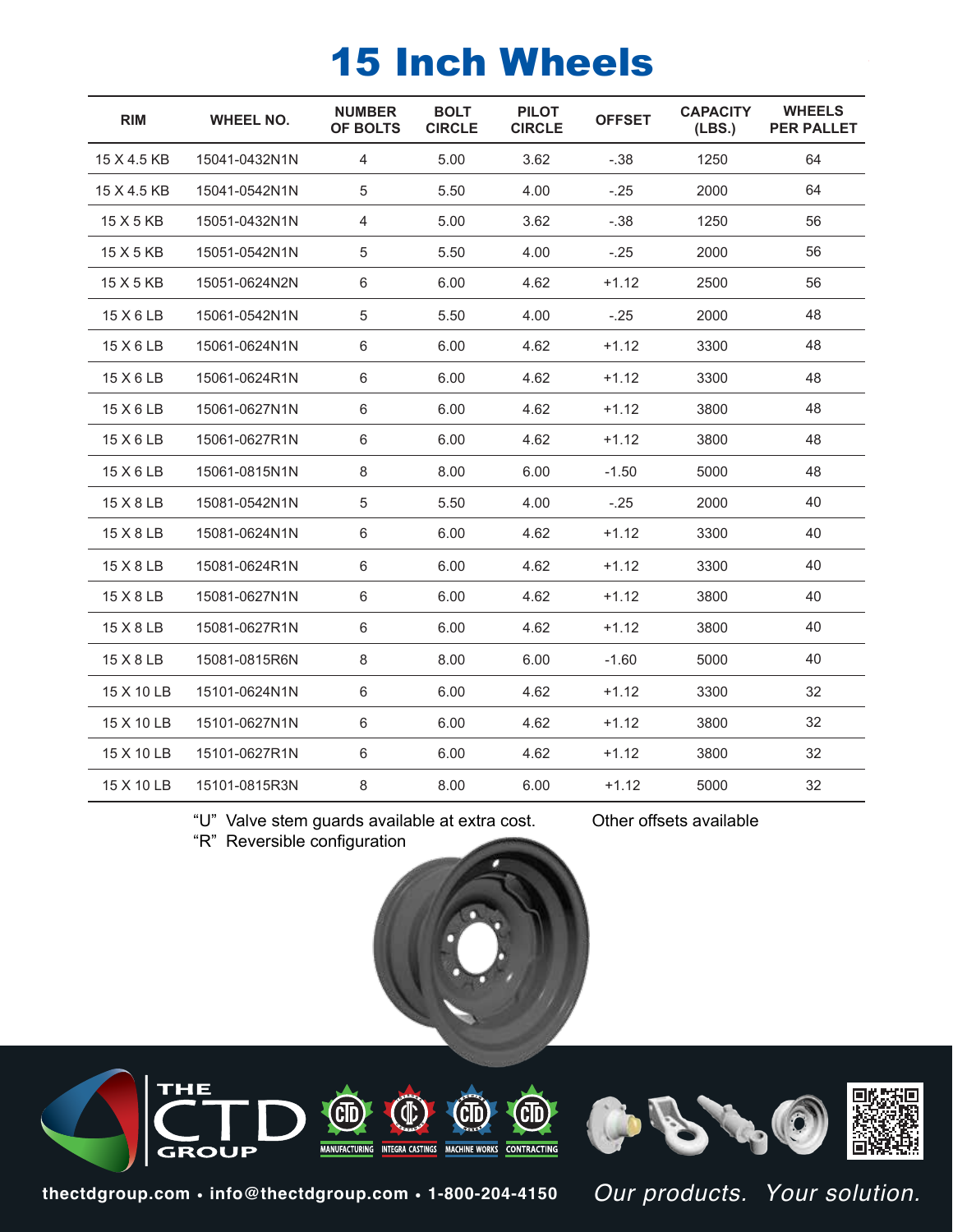# 15 Inch Wheels

| RIM | WHEEL NO. | NUMBER OF BOLTS | BOLT CIRCLE | PILOT CIRCLE | OFFSET | CAPACITY (LBS.) | WHEELS PER PALLET |
|---|---|---|---|---|---|---|---|
| 15 X 4.5 KB | 15041-0432N1N | 4 | 5.00 | 3.62 | -.38 | 1250 | 64 |
| 15 X 4.5 KB | 15041-0542N1N | 5 | 5.50 | 4.00 | -.25 | 2000 | 64 |
| 15 X 5 KB | 15051-0432N1N | 4 | 5.00 | 3.62 | -.38 | 1250 | 56 |
| 15 X 5 KB | 15051-0542N1N | 5 | 5.50 | 4.00 | -.25 | 2000 | 56 |
| 15 X 5 KB | 15051-0624N2N | 6 | 6.00 | 4.62 | +1.12 | 2500 | 56 |
| 15 X 6 LB | 15061-0542N1N | 5 | 5.50 | 4.00 | -.25 | 2000 | 48 |
| 15 X 6 LB | 15061-0624N1N | 6 | 6.00 | 4.62 | +1.12 | 3300 | 48 |
| 15 X 6 LB | 15061-0624R1N | 6 | 6.00 | 4.62 | +1.12 | 3300 | 48 |
| 15 X 6 LB | 15061-0627N1N | 6 | 6.00 | 4.62 | +1.12 | 3800 | 48 |
| 15 X 6 LB | 15061-0627R1N | 6 | 6.00 | 4.62 | +1.12 | 3800 | 48 |
| 15 X 6 LB | 15061-0815N1N | 8 | 8.00 | 6.00 | -1.50 | 5000 | 48 |
| 15 X 8 LB | 15081-0542N1N | 5 | 5.50 | 4.00 | -.25 | 2000 | 40 |
| 15 X 8 LB | 15081-0624N1N | 6 | 6.00 | 4.62 | +1.12 | 3300 | 40 |
| 15 X 8 LB | 15081-0624R1N | 6 | 6.00 | 4.62 | +1.12 | 3300 | 40 |
| 15 X 8 LB | 15081-0627N1N | 6 | 6.00 | 4.62 | +1.12 | 3800 | 40 |
| 15 X 8 LB | 15081-0627R1N | 6 | 6.00 | 4.62 | +1.12 | 3800 | 40 |
| 15 X 8 LB | 15081-0815R6N | 8 | 8.00 | 6.00 | -1.60 | 5000 | 40 |
| 15 X 10 LB | 15101-0624N1N | 6 | 6.00 | 4.62 | +1.12 | 3300 | 32 |
| 15 X 10 LB | 15101-0627N1N | 6 | 6.00 | 4.62 | +1.12 | 3800 | 32 |
| 15 X 10 LB | 15101-0627R1N | 6 | 6.00 | 4.62 | +1.12 | 3800 | 32 |
| 15 X 10 LB | 15101-0815R3N | 8 | 8.00 | 6.00 | +1.12 | 5000 | 32 |

"U" Valve stem guards available at extra cost.
"R" Reversible configuration

Other offsets available

THE CTD GROUP

MANUFACTURING · INTEGRA CASTINGS · MACHINE WORKS · CONTRACTING

thectdgroup.com • info@thectdgroup.com • 1-800-204-4150

*Our products. Your solution.*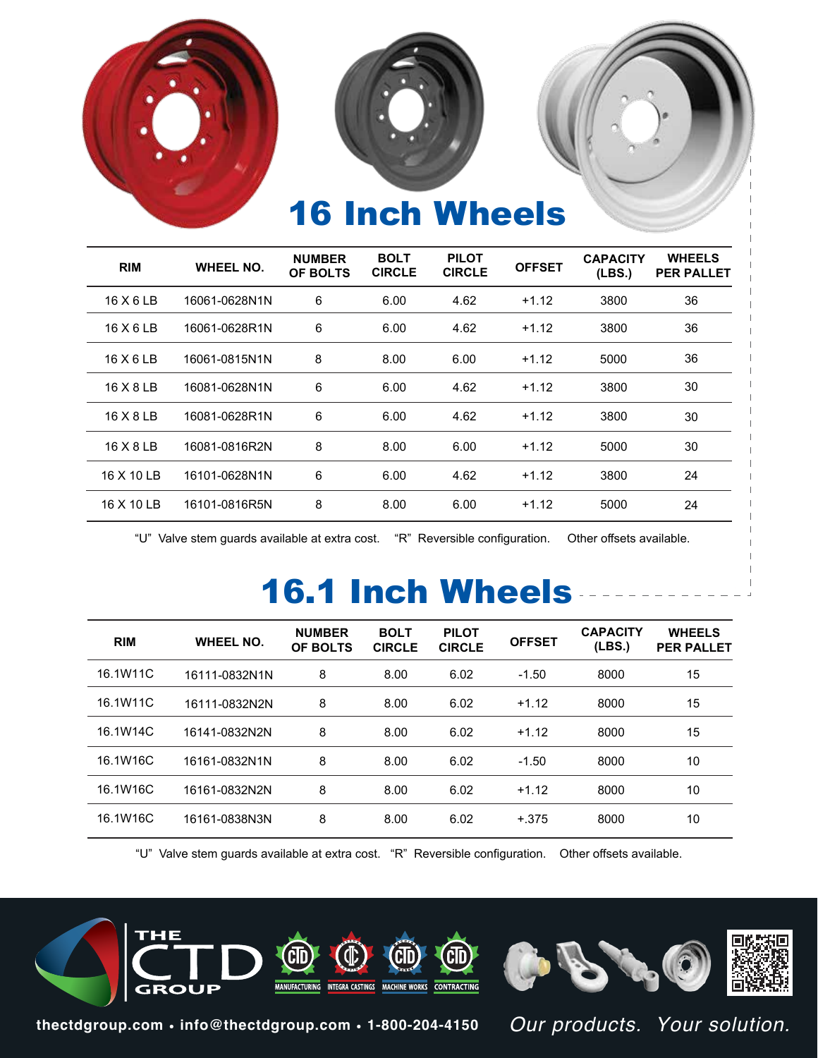# 16 Inch Wheels

| RIM | WHEEL NO. | NUMBER OF BOLTS | BOLT CIRCLE | PILOT CIRCLE | OFFSET | CAPACITY (LBS.) | WHEELS PER PALLET |
|---|---|---|---|---|---|---|---|
| 16 X 6 LB | 16061-0628N1N | 6 | 6.00 | 4.62 | +1.12 | 3800 | 36 |
| 16 X 6 LB | 16061-0628R1N | 6 | 6.00 | 4.62 | +1.12 | 3800 | 36 |
| 16 X 6 LB | 16061-0815N1N | 8 | 8.00 | 6.00 | +1.12 | 5000 | 36 |
| 16 X 8 LB | 16081-0628N1N | 6 | 6.00 | 4.62 | +1.12 | 3800 | 30 |
| 16 X 8 LB | 16081-0628R1N | 6 | 6.00 | 4.62 | +1.12 | 3800 | 30 |
| 16 X 8 LB | 16081-0816R2N | 8 | 8.00 | 6.00 | +1.12 | 5000 | 30 |
| 16 X 10 LB | 16101-0628N1N | 6 | 6.00 | 4.62 | +1.12 | 3800 | 24 |
| 16 X 10 LB | 16101-0816R5N | 8 | 8.00 | 6.00 | +1.12 | 5000 | 24 |

"U" Valve stem guards available at extra cost. "R" Reversible configuration. Other offsets available.

# 16.1 Inch Wheels

| RIM | WHEEL NO. | NUMBER OF BOLTS | BOLT CIRCLE | PILOT CIRCLE | OFFSET | CAPACITY (LBS.) | WHEELS PER PALLET |
|---|---|---|---|---|---|---|---|
| 16.1W11C | 16111-0832N1N | 8 | 8.00 | 6.02 | -1.50 | 8000 | 15 |
| 16.1W11C | 16111-0832N2N | 8 | 8.00 | 6.02 | +1.12 | 8000 | 15 |
| 16.1W14C | 16141-0832N2N | 8 | 8.00 | 6.02 | +1.12 | 8000 | 15 |
| 16.1W16C | 16161-0832N1N | 8 | 8.00 | 6.02 | -1.50 | 8000 | 10 |
| 16.1W16C | 16161-0832N2N | 8 | 8.00 | 6.02 | +1.12 | 8000 | 10 |
| 16.1W16C | 16161-0838N3N | 8 | 8.00 | 6.02 | +.375 | 8000 | 10 |

"U" Valve stem guards available at extra cost. "R" Reversible configuration. Other offsets available.

THE CTD GROUP

MANUFACTURING · INTEGRA CASTINGS · MACHINE WORKS · CONTRACTING

thectdgroup.com • info@thectdgroup.com • 1-800-204-4150

*Our products. Your solution.*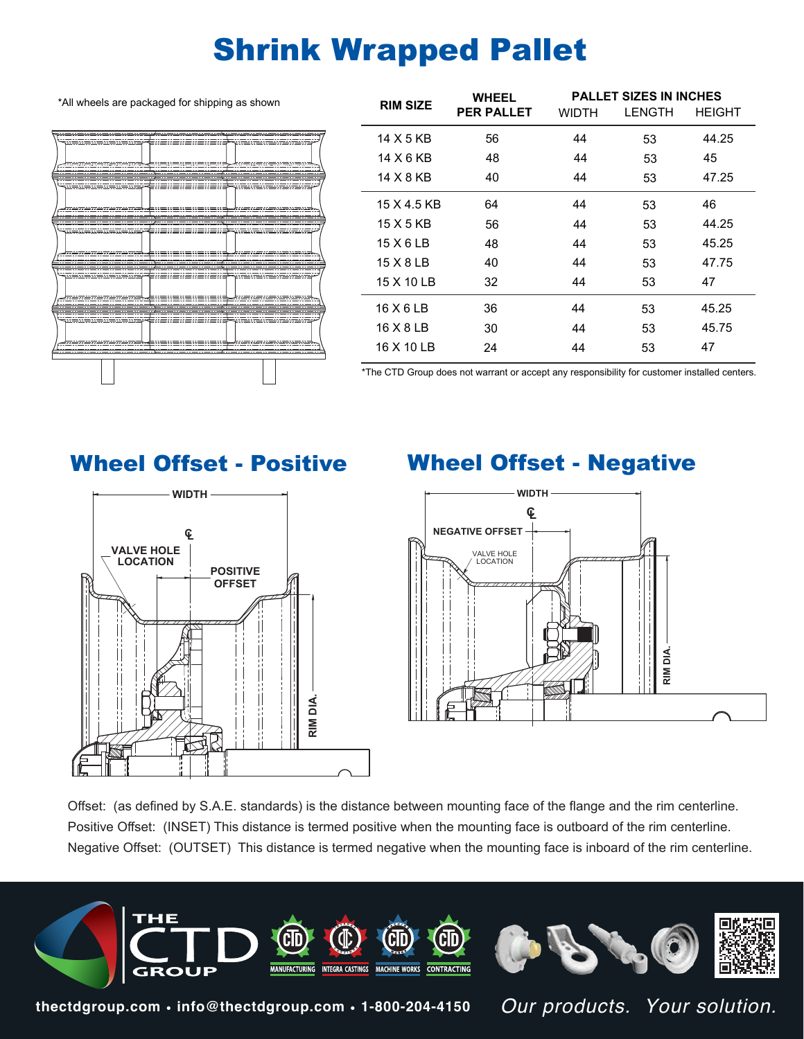# Shrink Wrapped Pallet

*All wheels are packaged for shipping as shown

| RIM SIZE | WHEEL PER PALLET | PALLET SIZES IN INCHES | | |
|---|---|---|---|---|
| | | WIDTH | LENGTH | HEIGHT |
| 14 X 5 KB | 56 | 44 | 53 | 44.25 |
| 14 X 6 KB | 48 | 44 | 53 | 45 |
| 14 X 8 KB | 40 | 44 | 53 | 47.25 |
| 15 X 4.5 KB | 64 | 44 | 53 | 46 |
| 15 X 5 KB | 56 | 44 | 53 | 44.25 |
| 15 X 6 LB | 48 | 44 | 53 | 45.25 |
| 15 X 8 LB | 40 | 44 | 53 | 47.75 |
| 15 X 10 LB | 32 | 44 | 53 | 47 |
| 16 X 6 LB | 36 | 44 | 53 | 45.25 |
| 16 X 8 LB | 30 | 44 | 53 | 45.75 |
| 16 X 10 LB | 24 | 44 | 53 | 47 |

*The CTD Group does not warrant or accept any responsibility for customer installed centers.

## Wheel Offset - Positive

WIDTH

VALVE HOLE LOCATION

POSITIVE OFFSET

RIM DIA.

## Wheel Offset - Negative

WIDTH

NEGATIVE OFFSET

VALVE HOLE LOCATION

RIM DIA.

Offset: (as defined by S.A.E. standards) is the distance between mounting face of the flange and the rim centerline.
Positive Offset: (INSET) This distance is termed positive when the mounting face is outboard of the rim centerline.
Negative Offset: (OUTSET) This distance is termed negative when the mounting face is inboard of the rim centerline.

THE CTD GROUP

MANUFACTURING · INTEGRA CASTINGS · MACHINE WORKS · CONTRACTING

thectdgroup.com • info@thectdgroup.com • 1-800-204-4150

*Our products. Your solution.*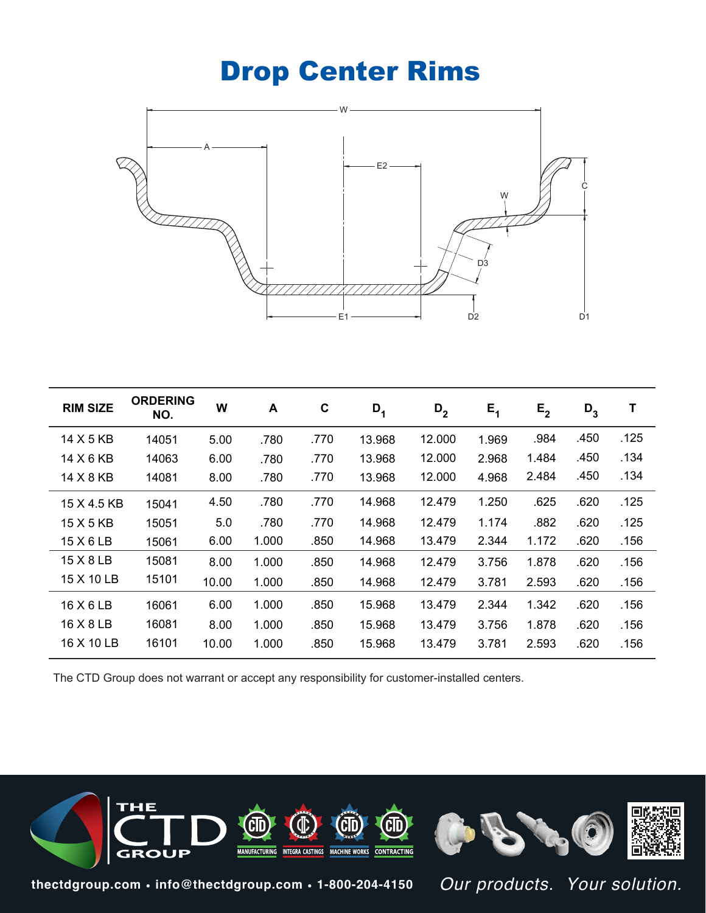# Drop Center Rims

W
A
E2
W
C
D3
E1
D2
D1

| RIM SIZE | ORDERING NO. | W | A | C | $D_1$ | $D_2$ | $E_1$ | $E_2$ | $D_3$ | T |
|---|---|---|---|---|---|---|---|---|---|---|
| 14 X 5 KB | 14051 | 5.00 | .780 | .770 | 13.968 | 12.000 | 1.969 | .984 | .450 | .125 |
| 14 X 6 KB | 14063 | 6.00 | .780 | .770 | 13.968 | 12.000 | 2.968 | 1.484 | .450 | .134 |
| 14 X 8 KB | 14081 | 8.00 | .780 | .770 | 13.968 | 12.000 | 4.968 | 2.484 | .450 | .134 |
| 15 X 4.5 KB | 15041 | 4.50 | .780 | .770 | 14.968 | 12.479 | 1.250 | .625 | .620 | .125 |
| 15 X 5 KB | 15051 | 5.0 | .780 | .770 | 14.968 | 12.479 | 1.174 | .882 | .620 | .125 |
| 15 X 6 LB | 15061 | 6.00 | 1.000 | .850 | 14.968 | 13.479 | 2.344 | 1.172 | .620 | .156 |
| 15 X 8 LB | 15081 | 8.00 | 1.000 | .850 | 14.968 | 12.479 | 3.756 | 1.878 | .620 | .156 |
| 15 X 10 LB | 15101 | 10.00 | 1.000 | .850 | 14.968 | 12.479 | 3.781 | 2.593 | .620 | .156 |
| 16 X 6 LB | 16061 | 6.00 | 1.000 | .850 | 15.968 | 13.479 | 2.344 | 1.342 | .620 | .156 |
| 16 X 8 LB | 16081 | 8.00 | 1.000 | .850 | 15.968 | 13.479 | 3.756 | 1.878 | .620 | .156 |
| 16 X 10 LB | 16101 | 10.00 | 1.000 | .850 | 15.968 | 13.479 | 3.781 | 2.593 | .620 | .156 |

The CTD Group does not warrant or accept any responsibility for customer-installed centers.

THE CTD GROUP

MANUFACTURING · INTEGRA CASTINGS · MACHINE WORKS · CONTRACTING

thectdgroup.com • info@thectdgroup.com • 1-800-204-4150

*Our products. Your solution.*